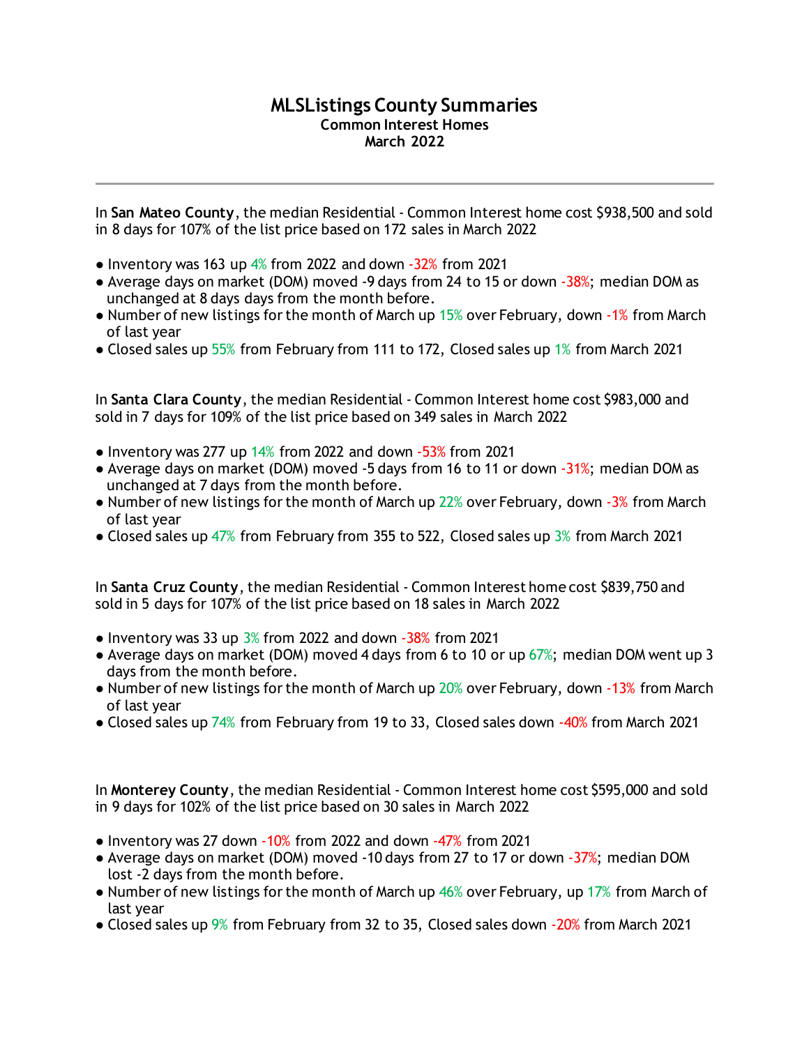# MLSListings County Summaries

**Common Interest Homes**
**March 2022**

---

In **San Mateo County**, the median Residential - Common Interest home cost $938,500 and sold in 8 days for 107% of the list price based on 172 sales in March 2022

- Inventory was 163 up 4% from 2022 and down -32% from 2021
- Average days on market (DOM) moved -9 days from 24 to 15 or down -38%; median DOM as unchanged at 8 days days from the month before.
- Number of new listings for the month of March up 15% over February, down -1% from March of last year
- Closed sales up 55% from February from 111 to 172, Closed sales up 1% from March 2021

In **Santa Clara County**, the median Residential - Common Interest home cost $983,000 and sold in 7 days for 109% of the list price based on 349 sales in March 2022

- Inventory was 277 up 14% from 2022 and down -53% from 2021
- Average days on market (DOM) moved -5 days from 16 to 11 or down -31%; median DOM as unchanged at 7 days from the month before.
- Number of new listings for the month of March up 22% over February, down -3% from March of last year
- Closed sales up 47% from February from 355 to 522, Closed sales up 3% from March 2021

In **Santa Cruz County**, the median Residential - Common Interest home cost $839,750 and sold in 5 days for 107% of the list price based on 18 sales in March 2022

- Inventory was 33 up 3% from 2022 and down -38% from 2021
- Average days on market (DOM) moved 4 days from 6 to 10 or up 67%; median DOM went up 3 days from the month before.
- Number of new listings for the month of March up 20% over February, down -13% from March of last year
- Closed sales up 74% from February from 19 to 33, Closed sales down -40% from March 2021

In **Monterey County**, the median Residential - Common Interest home cost $595,000 and sold in 9 days for 102% of the list price based on 30 sales in March 2022

- Inventory was 27 down -10% from 2022 and down -47% from 2021
- Average days on market (DOM) moved -10 days from 27 to 17 or down -37%; median DOM lost -2 days from the month before.
- Number of new listings for the month of March up 46% over February, up 17% from March of last year
- Closed sales up 9% from February from 32 to 35, Closed sales down -20% from March 2021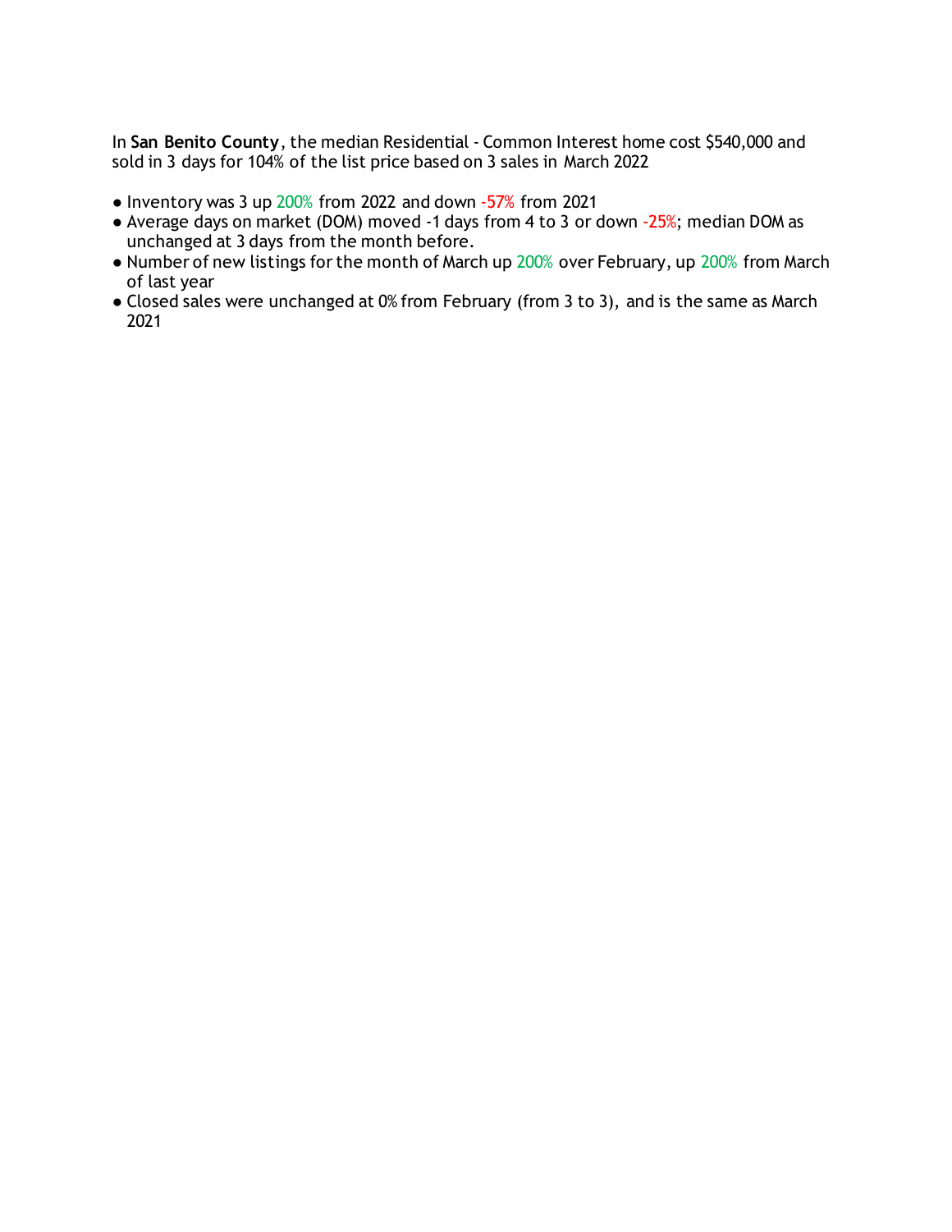In **San Benito County**, the median Residential - Common Interest home cost $540,000 and sold in 3 days for 104% of the list price based on 3 sales in March 2022

- Inventory was 3 up 200% from 2022 and down -57% from 2021
- Average days on market (DOM) moved -1 days from 4 to 3 or down -25%; median DOM as unchanged at 3 days from the month before.
- Number of new listings for the month of March up 200% over February, up 200% from March of last year
- Closed sales were unchanged at 0% from February (from 3 to 3), and is the same as March 2021